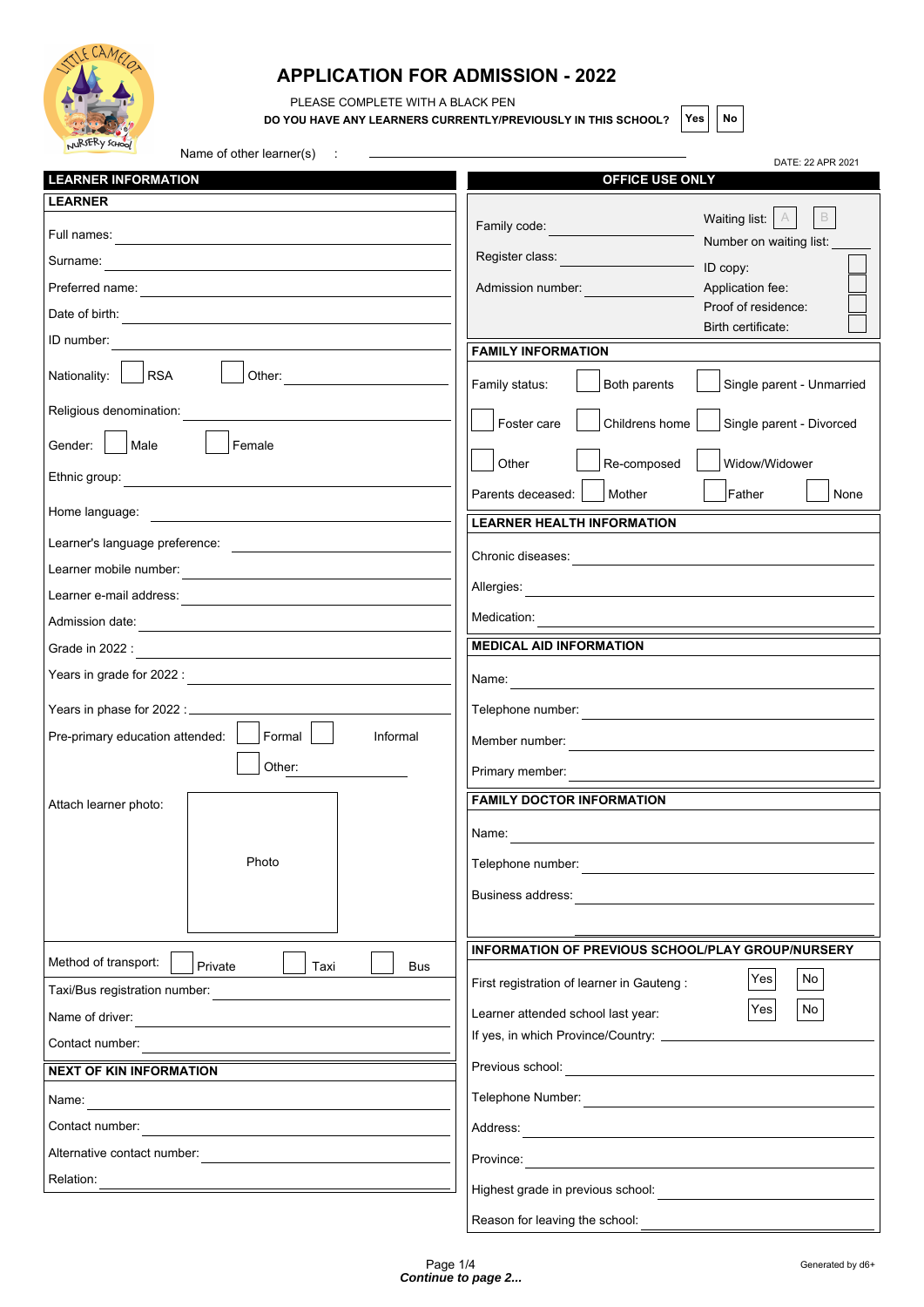# APPLICATION FOR ADMISSION - 2022

PLEASE COMPLETE WITH A BLACK PEN

**DO YOU HAVE ANY LEARNERS CURRENTLY/PREVIOUSLY IN THIS SCHOOL?** ☐ Yes ☐ No

Name of other learner(s) : ________________

DATE: 22 APR 2021

## LEARNER INFORMATION

### LEARNER

Full names: ________________

Surname: ________________

Preferred name: ________________

Date of birth: ________________

ID number: ________________

Nationality: ☐ RSA ☐ Other: ________________

Religious denomination: ________________

Gender: ☐ Male ☐ Female

Ethnic group: ________________

Home language: ________________

Learner's language preference: ________________

Learner mobile number: ________________

Learner e-mail address: ________________

Admission date: ________________

Grade in 2022 : ________________

Years in grade for 2022 : ________________

Years in phase for 2022 : ________________

Pre-primary education attended: ☐ Formal ☐ Informal ☐ Other: ________________

Attach learner photo: [Photo]

Method of transport: ☐ Private ☐ Taxi ☐ Bus

Taxi/Bus registration number: ________________

Name of driver: ________________

Contact number: ________________

### NEXT OF KIN INFORMATION

Name: ________________

Contact number: ________________

Alternative contact number: ________________

Relation: ________________

## OFFICE USE ONLY

Family code: ________________

Register class: ________________

Admission number: ________________

Waiting list: ☐ A ☐ B

Number on waiting list: ________________

ID copy: ☐

Application fee: ☐

Proof of residence: ☐

Birth certificate: ☐

### FAMILY INFORMATION

Family status: ☐ Both parents ☐ Single parent - Unmarried ☐ Foster care ☐ Childrens home ☐ Single parent - Divorced ☐ Other ☐ Re-composed ☐ Widow/Widower

Parents deceased: ☐ Mother ☐ Father ☐ None

### LEARNER HEALTH INFORMATION

Chronic diseases: ________________

Allergies: ________________

Medication: ________________

### MEDICAL AID INFORMATION

Name: ________________

Telephone number: ________________

Member number: ________________

Primary member: ________________

### FAMILY DOCTOR INFORMATION

Name: ________________

Telephone number: ________________

Business address: ________________

________________

### INFORMATION OF PREVIOUS SCHOOL/PLAY GROUP/NURSERY

First registration of learner in Gauteng : ☐ Yes ☐ No

Learner attended school last year: ☐ Yes ☐ No

If yes, in which Province/Country: ________________

Previous school: ________________

Telephone Number: ________________

Address: ________________

Province: ________________

Highest grade in previous school: ________________

Reason for leaving the school: ________________

***Continue to page 2...***

Generated by d6+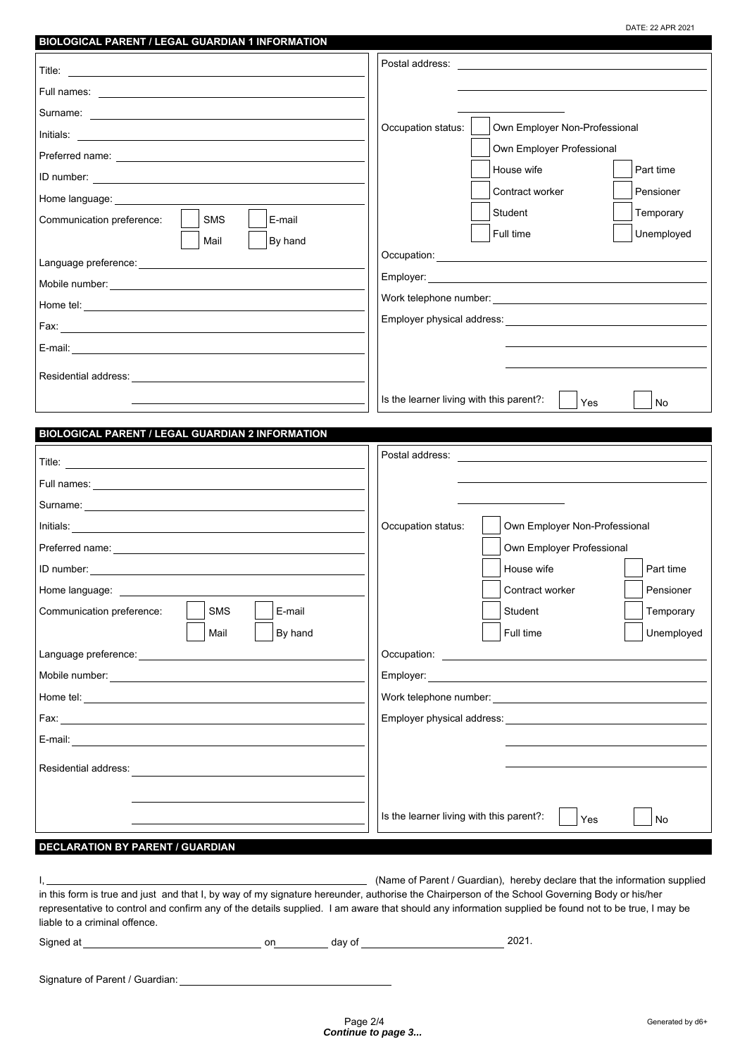DATE: 22 APR 2021

## BIOLOGICAL PARENT / LEGAL GUARDIAN 1 INFORMATION

Title: ______________________

Full names: ______________________

Surname: ______________________

Initials: ______________________

Preferred name: ______________________

ID number: ______________________

Home language: ______________________

Communication preference: ☐ SMS ☐ E-mail ☐ Mail ☐ By hand

Language preference: ______________________

Mobile number: ______________________

Home tel: ______________________

Fax: ______________________

E-mail: ______________________

Residential address: ______________________

Postal address: ______________________

Occupation status: ☐ Own Employer Non-Professional ☐ Own Employer Professional ☐ House wife ☐ Part time ☐ Contract worker ☐ Pensioner ☐ Student ☐ Temporary ☐ Full time ☐ Unemployed

Occupation: ______________________

Employer: ______________________

Work telephone number: ______________________

Employer physical address: ______________________

Is the learner living with this parent?: ☐ Yes ☐ No

## BIOLOGICAL PARENT / LEGAL GUARDIAN 2 INFORMATION

Title: ______________________

Full names: ______________________

Surname: ______________________

Initials: ______________________

Preferred name: ______________________

ID number: ______________________

Home language: ______________________

Communication preference: ☐ SMS ☐ E-mail ☐ Mail ☐ By hand

Language preference: ______________________

Mobile number: ______________________

Home tel: ______________________

Fax: ______________________

E-mail: ______________________

Residential address: ______________________

Postal address: ______________________

Occupation status: ☐ Own Employer Non-Professional ☐ Own Employer Professional ☐ House wife ☐ Part time ☐ Contract worker ☐ Pensioner ☐ Student ☐ Temporary ☐ Full time ☐ Unemployed

Occupation: ______________________

Employer: ______________________

Work telephone number: ______________________

Employer physical address: ______________________

Is the learner living with this parent?: ☐ Yes ☐ No

## DECLARATION BY PARENT / GUARDIAN

I, ______________________ (Name of Parent / Guardian), hereby declare that the information supplied in this form is true and just and that I, by way of my signature hereunder, authorise the Chairperson of the School Governing Body or his/her representative to control and confirm any of the details supplied. I am aware that should any information supplied be found not to be true, I may be liable to a criminal offence.

Signed at ______________ on ______ day of ______________ 2021.

Signature of Parent / Guardian: ______________________

Generated by d6+

***Continue to page 3...***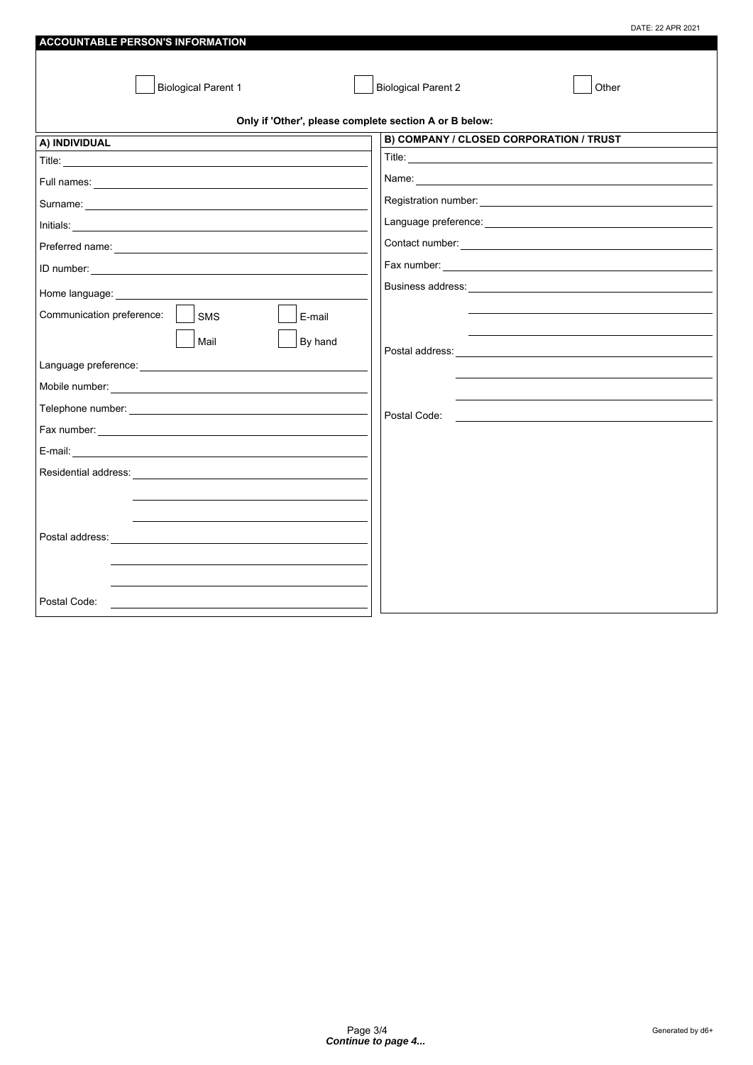DATE: 22 APR 2021

## ACCOUNTABLE PERSON'S INFORMATION

☐ Biological Parent 1 ☐ Biological Parent 2 ☐ Other

**Only if 'Other', please complete section A or B below:**

### A) INDIVIDUAL

Title: \_\_\_\_\_\_\_\_\_\_\_\_\_\_\_\_\_\_\_\_

Full names: \_\_\_\_\_\_\_\_\_\_\_\_\_\_\_\_\_\_\_\_

Surname: \_\_\_\_\_\_\_\_\_\_\_\_\_\_\_\_\_\_\_\_

Initials: \_\_\_\_\_\_\_\_\_\_\_\_\_\_\_\_\_\_\_\_

Preferred name: \_\_\_\_\_\_\_\_\_\_\_\_\_\_\_\_\_\_\_\_

ID number: \_\_\_\_\_\_\_\_\_\_\_\_\_\_\_\_\_\_\_\_

Home language: \_\_\_\_\_\_\_\_\_\_\_\_\_\_\_\_\_\_\_\_

Communication preference: ☐ SMS ☐ E-mail ☐ Mail ☐ By hand

Language preference: \_\_\_\_\_\_\_\_\_\_\_\_\_\_\_\_\_\_\_\_

Mobile number: \_\_\_\_\_\_\_\_\_\_\_\_\_\_\_\_\_\_\_\_

Telephone number: \_\_\_\_\_\_\_\_\_\_\_\_\_\_\_\_\_\_\_\_

Fax number: \_\_\_\_\_\_\_\_\_\_\_\_\_\_\_\_\_\_\_\_

E-mail: \_\_\_\_\_\_\_\_\_\_\_\_\_\_\_\_\_\_\_\_

Residential address: \_\_\_\_\_\_\_\_\_\_\_\_\_\_\_\_\_\_\_\_

Postal address: \_\_\_\_\_\_\_\_\_\_\_\_\_\_\_\_\_\_\_\_

Postal Code: \_\_\_\_\_\_\_\_\_\_\_\_\_\_\_\_\_\_\_\_

### B) COMPANY / CLOSED CORPORATION / TRUST

Title: \_\_\_\_\_\_\_\_\_\_\_\_\_\_\_\_\_\_\_\_

Name: \_\_\_\_\_\_\_\_\_\_\_\_\_\_\_\_\_\_\_\_

Registration number: \_\_\_\_\_\_\_\_\_\_\_\_\_\_\_\_\_\_\_\_

Language preference: \_\_\_\_\_\_\_\_\_\_\_\_\_\_\_\_\_\_\_\_

Contact number: \_\_\_\_\_\_\_\_\_\_\_\_\_\_\_\_\_\_\_\_

Fax number: \_\_\_\_\_\_\_\_\_\_\_\_\_\_\_\_\_\_\_\_

Business address: \_\_\_\_\_\_\_\_\_\_\_\_\_\_\_\_\_\_\_\_

Postal address: \_\_\_\_\_\_\_\_\_\_\_\_\_\_\_\_\_\_\_\_

Postal Code: \_\_\_\_\_\_\_\_\_\_\_\_\_\_\_\_\_\_\_\_

***Continue to page 4...***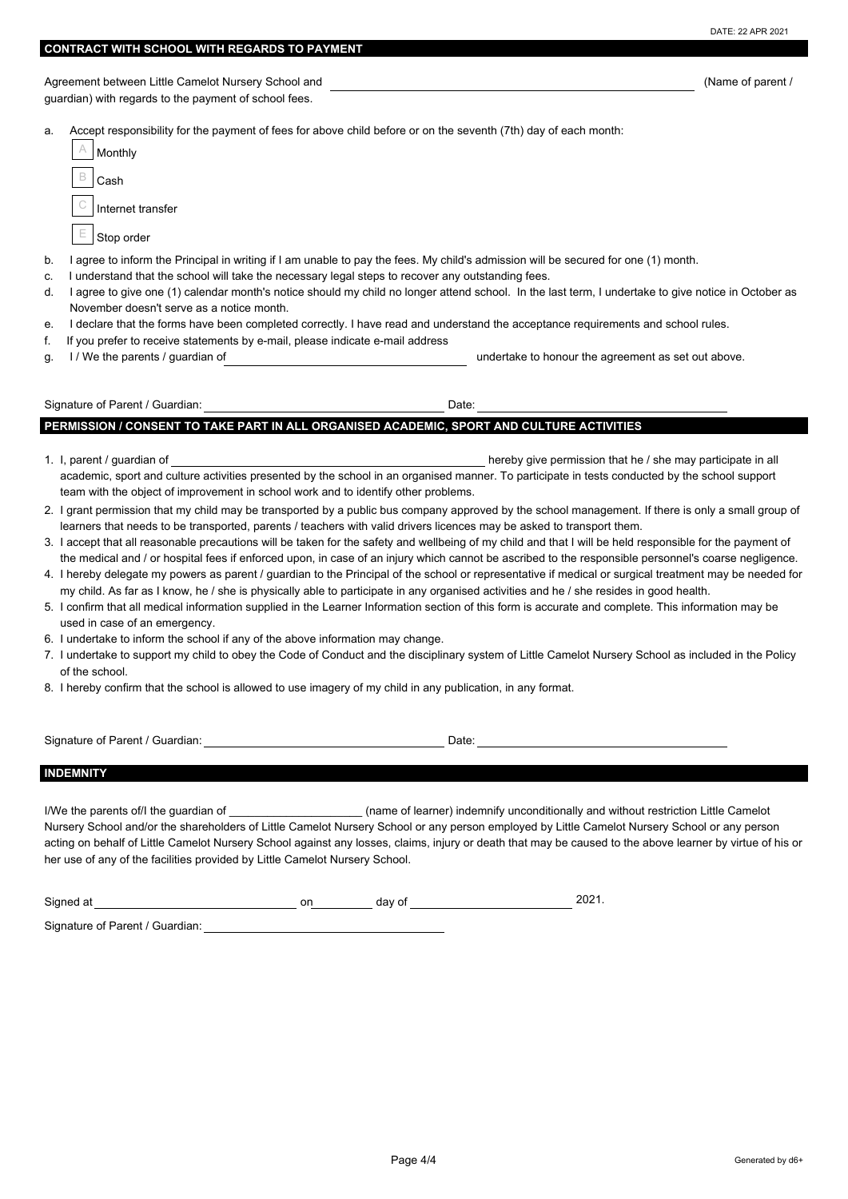DATE: 22 APR 2021

## CONTRACT WITH SCHOOL WITH REGARDS TO PAYMENT

Agreement between Little Camelot Nursery School and \_\_\_\_\_\_\_\_\_\_\_\_\_\_\_\_\_\_\_\_\_\_\_\_\_\_\_\_\_\_\_\_\_\_\_\_\_\_\_\_ (Name of parent / guardian) with regards to the payment of school fees.

a. Accept responsibility for the payment of fees for above child before or on the seventh (7th) day of each month:

- A Monthly
- B Cash
- C Internet transfer
- E Stop order

b. I agree to inform the Principal in writing if I am unable to pay the fees. My child's admission will be secured for one (1) month.
c. I understand that the school will take the necessary legal steps to recover any outstanding fees.
d. I agree to give one (1) calendar month's notice should my child no longer attend school. In the last term, I undertake to give notice in October as November doesn't serve as a notice month.
e. I declare that the forms have been completed correctly. I have read and understand the acceptance requirements and school rules.
f. If you prefer to receive statements by e-mail, please indicate e-mail address
g. I / We the parents / guardian of \_\_\_\_\_\_\_\_\_\_\_\_\_\_\_\_\_\_\_\_\_\_\_\_\_\_\_\_ undertake to honour the agreement as set out above.

Signature of Parent / Guardian: \_\_\_\_\_\_\_\_\_\_\_\_\_\_\_\_\_\_\_\_\_\_\_\_\_\_ Date: \_\_\_\_\_\_\_\_\_\_\_\_\_\_\_\_\_\_\_\_\_\_\_\_\_\_

## PERMISSION / CONSENT TO TAKE PART IN ALL ORGANISED ACADEMIC, SPORT AND CULTURE ACTIVITIES

1. I, parent / guardian of \_\_\_\_\_\_\_\_\_\_\_\_\_\_\_\_\_\_\_\_\_\_\_\_\_\_\_\_\_\_\_\_\_\_\_\_ hereby give permission that he / she may participate in all academic, sport and culture activities presented by the school in an organised manner. To participate in tests conducted by the school support team with the object of improvement in school work and to identify other problems.
2. I grant permission that my child may be transported by a public bus company approved by the school management. If there is only a small group of learners that needs to be transported, parents / teachers with valid drivers licences may be asked to transport them.
3. I accept that all reasonable precautions will be taken for the safety and wellbeing of my child and that I will be held responsible for the payment of the medical and / or hospital fees if enforced upon, in case of an injury which cannot be ascribed to the responsible personnel's coarse negligence.
4. I hereby delegate my powers as parent / guardian to the Principal of the school or representative if medical or surgical treatment may be needed for my child. As far as I know, he / she is physically able to participate in any organised activities and he / she resides in good health.
5. I confirm that all medical information supplied in the Learner Information section of this form is accurate and complete. This information may be used in case of an emergency.
6. I undertake to inform the school if any of the above information may change.
7. I undertake to support my child to obey the Code of Conduct and the disciplinary system of Little Camelot Nursery School as included in the Policy of the school.
8. I hereby confirm that the school is allowed to use imagery of my child in any publication, in any format.

Signature of Parent / Guardian: \_\_\_\_\_\_\_\_\_\_\_\_\_\_\_\_\_\_\_\_\_\_\_\_\_\_ Date: \_\_\_\_\_\_\_\_\_\_\_\_\_\_\_\_\_\_\_\_\_\_\_\_\_\_

## INDEMNITY

I/We the parents of/I the guardian of \_\_\_\_\_\_\_\_\_\_\_\_\_\_\_\_\_\_\_\_ (name of learner) indemnify unconditionally and without restriction Little Camelot Nursery School and/or the shareholders of Little Camelot Nursery School or any person employed by Little Camelot Nursery School or any person acting on behalf of Little Camelot Nursery School against any losses, claims, injury or death that may be caused to the above learner by virtue of his or her use of any of the facilities provided by Little Camelot Nursery School.

Signed at \_\_\_\_\_\_\_\_\_\_\_\_\_\_\_\_\_\_\_\_\_\_\_\_ on \_\_\_\_\_\_\_\_ day of \_\_\_\_\_\_\_\_\_\_\_\_\_\_\_\_\_\_\_\_ 2021.

Signature of Parent / Guardian: \_\_\_\_\_\_\_\_\_\_\_\_\_\_\_\_\_\_\_\_\_\_\_\_\_\_